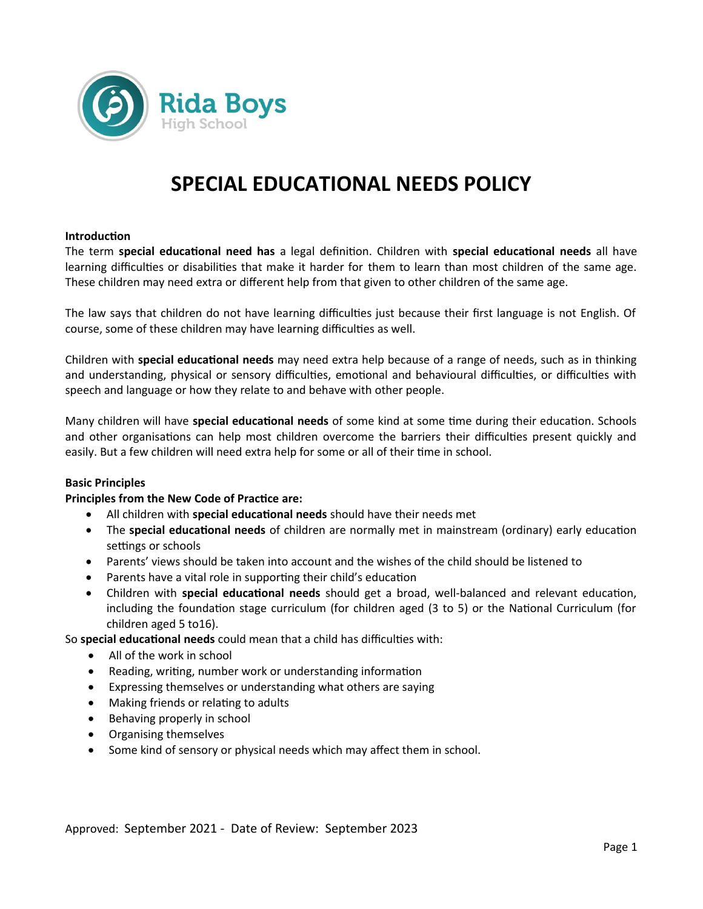Rida Boys
High School

# SPECIAL EDUCATIONAL NEEDS POLICY

**Introduction**

The term **special educational need has** a legal definition. Children with **special educational needs** all have learning difficulties or disabilities that make it harder for them to learn than most children of the same age. These children may need extra or different help from that given to other children of the same age.

The law says that children do not have learning difficulties just because their first language is not English. Of course, some of these children may have learning difficulties as well.

Children with **special educational needs** may need extra help because of a range of needs, such as in thinking and understanding, physical or sensory difficulties, emotional and behavioural difficulties, or difficulties with speech and language or how they relate to and behave with other people.

Many children will have **special educational needs** of some kind at some time during their education. Schools and other organisations can help most children overcome the barriers their difficulties present quickly and easily. But a few children will need extra help for some or all of their time in school.

**Basic Principles**

**Principles from the New Code of Practice are:**

- All children with **special educational needs** should have their needs met
- The **special educational needs** of children are normally met in mainstream (ordinary) early education settings or schools
- Parents' views should be taken into account and the wishes of the child should be listened to
- Parents have a vital role in supporting their child's education
- Children with **special educational needs** should get a broad, well-balanced and relevant education, including the foundation stage curriculum (for children aged (3 to 5) or the National Curriculum (for children aged 5 to16).

So **special educational needs** could mean that a child has difficulties with:

- All of the work in school
- Reading, writing, number work or understanding information
- Expressing themselves or understanding what others are saying
- Making friends or relating to adults
- Behaving properly in school
- Organising themselves
- Some kind of sensory or physical needs which may affect them in school.

Approved: September 2021 - Date of Review: September 2023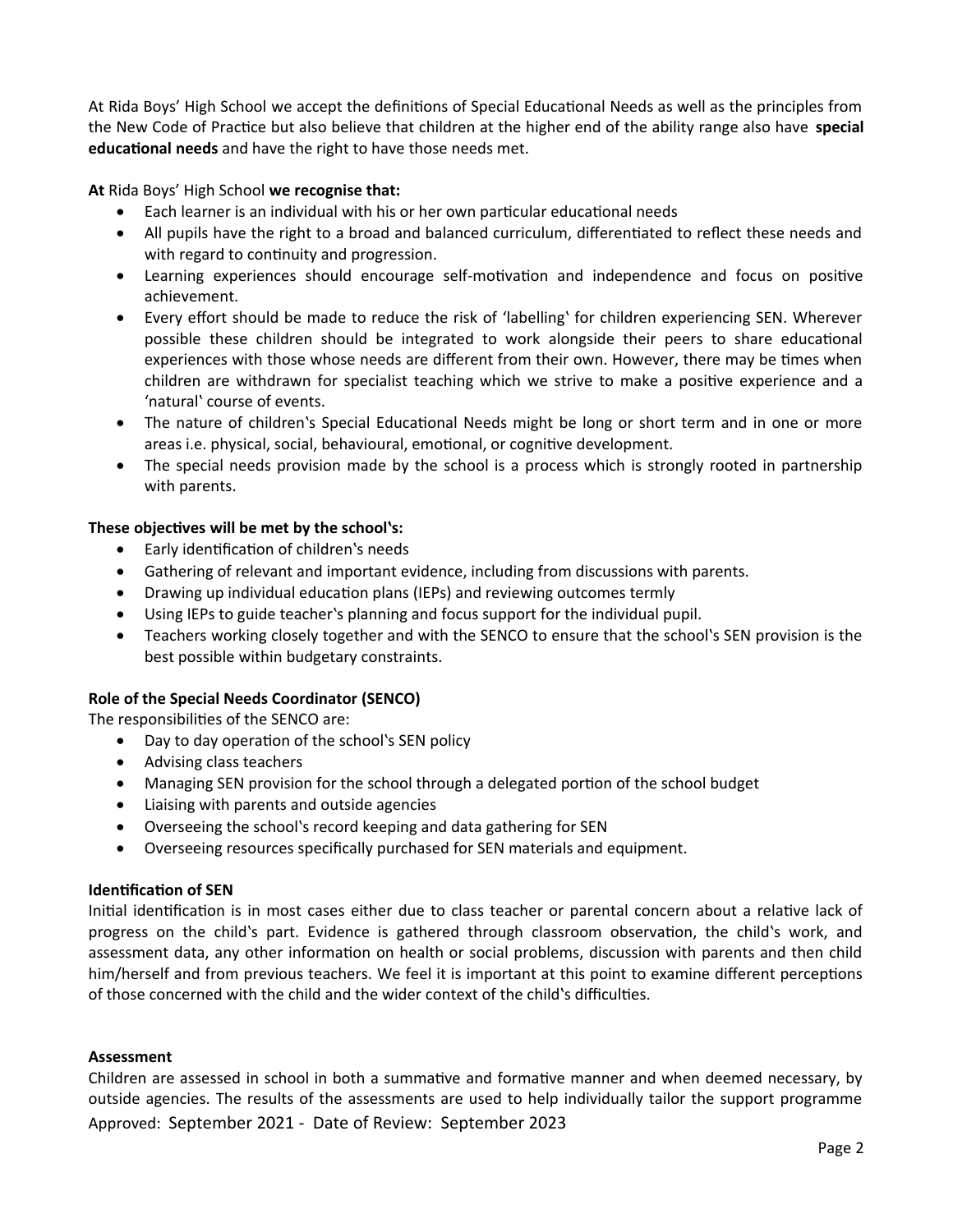At Rida Boys' High School we accept the definitions of Special Educational Needs as well as the principles from the New Code of Practice but also believe that children at the higher end of the ability range also have **special educational needs** and have the right to have those needs met.

**At** Rida Boys' High School **we recognise that:**

- Each learner is an individual with his or her own particular educational needs
- All pupils have the right to a broad and balanced curriculum, differentiated to reflect these needs and with regard to continuity and progression.
- Learning experiences should encourage self-motivation and independence and focus on positive achievement.
- Every effort should be made to reduce the risk of 'labelling' for children experiencing SEN. Wherever possible these children should be integrated to work alongside their peers to share educational experiences with those whose needs are different from their own. However, there may be times when children are withdrawn for specialist teaching which we strive to make a positive experience and a 'natural' course of events.
- The nature of children's Special Educational Needs might be long or short term and in one or more areas i.e. physical, social, behavioural, emotional, or cognitive development.
- The special needs provision made by the school is a process which is strongly rooted in partnership with parents.

**These objectives will be met by the school's:**

- Early identification of children's needs
- Gathering of relevant and important evidence, including from discussions with parents.
- Drawing up individual education plans (IEPs) and reviewing outcomes termly
- Using IEPs to guide teacher's planning and focus support for the individual pupil.
- Teachers working closely together and with the SENCO to ensure that the school's SEN provision is the best possible within budgetary constraints.

**Role of the Special Needs Coordinator (SENCO)**

The responsibilities of the SENCO are:

- Day to day operation of the school's SEN policy
- Advising class teachers
- Managing SEN provision for the school through a delegated portion of the school budget
- Liaising with parents and outside agencies
- Overseeing the school's record keeping and data gathering for SEN
- Overseeing resources specifically purchased for SEN materials and equipment.

**Identification of SEN**

Initial identification is in most cases either due to class teacher or parental concern about a relative lack of progress on the child's part. Evidence is gathered through classroom observation, the child's work, and assessment data, any other information on health or social problems, discussion with parents and then child him/herself and from previous teachers. We feel it is important at this point to examine different perceptions of those concerned with the child and the wider context of the child's difficulties.

**Assessment**

Children are assessed in school in both a summative and formative manner and when deemed necessary, by outside agencies. The results of the assessments are used to help individually tailor the support programme

Approved: September 2021 - Date of Review: September 2023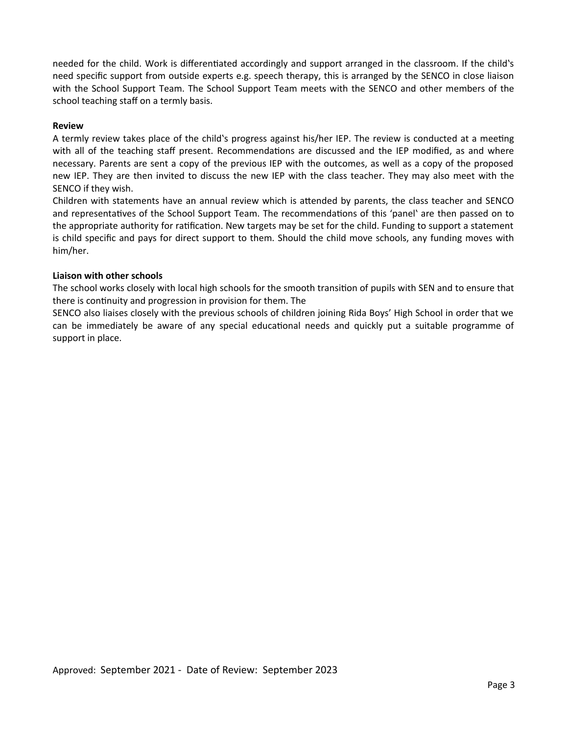needed for the child. Work is differentiated accordingly and support arranged in the classroom. If the child�behaves need specific support from outside experts e.g. speech therapy, this is arranged by the SENCO in close liaison with the School Support Team. The School Support Team meets with the SENCO and other members of the school teaching staff on a termly basis.

**Review**

A termly review takes place of the child's progress against his/her IEP. The review is conducted at a meeting with all of the teaching staff present. Recommendations are discussed and the IEP modified, as and where necessary. Parents are sent a copy of the previous IEP with the outcomes, as well as a copy of the proposed new IEP. They are then invited to discuss the new IEP with the class teacher. They may also meet with the SENCO if they wish.

Children with statements have an annual review which is attended by parents, the class teacher and SENCO and representatives of the School Support Team. The recommendations of this 'panel' are then passed on to the appropriate authority for ratification. New targets may be set for the child. Funding to support a statement is child specific and pays for direct support to them. Should the child move schools, any funding moves with him/her.

**Liaison with other schools**

The school works closely with local high schools for the smooth transition of pupils with SEN and to ensure that there is continuity and progression in provision for them. The

SENCO also liaises closely with the previous schools of children joining Rida Boys' High School in order that we can be immediately be aware of any special educational needs and quickly put a suitable programme of support in place.

Approved: September 2021 - Date of Review: September 2023

needed for the child. Work is differentiated accordingly and support arranged in the classroom. If the child's need specific support from outside experts e.g. speech therapy, this is arranged by the SENCO in close liaison with the School Support Team. The School Support Team meets with the SENCO and other members of the school teaching staff on a termly basis.

**Review**

A termly review takes place of the child's progress against his/her IEP. The review is conducted at a meeting with all of the teaching staff present. Recommendations are discussed and the IEP modified, as and where necessary. Parents are sent a copy of the previous IEP with the outcomes, as well as a copy of the proposed new IEP. They are then invited to discuss the new IEP with the class teacher. They may also meet with the SENCO if they wish.

Children with statements have an annual review which is attended by parents, the class teacher and SENCO and representatives of the School Support Team. The recommendations of this 'panel' are then passed on to the appropriate authority for ratification. New targets may be set for the child. Funding to support a statement is child specific and pays for direct support to them. Should the child move schools, any funding moves with him/her.

**Liaison with other schools**

The school works closely with local high schools for the smooth transition of pupils with SEN and to ensure that there is continuity and progression in provision for them. The

SENCO also liaises closely with the previous schools of children joining Rida Boys' High School in order that we can be immediately be aware of any special educational needs and quickly put a suitable programme of support in place.

Approved: September 2021 - Date of Review: September 2023